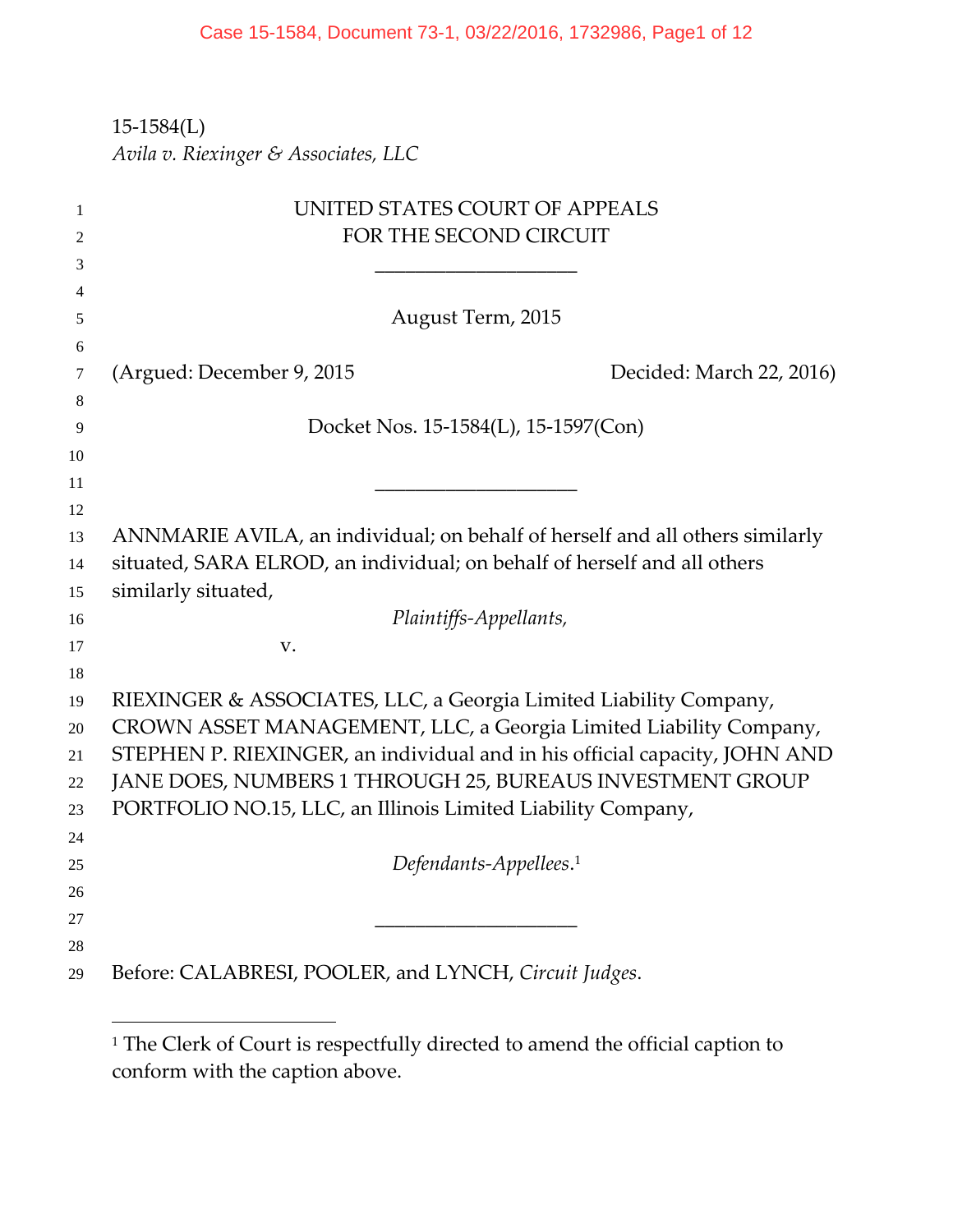15-1584(L)
*Avila v. Riexinger & Associates, LLC*

UNITED STATES COURT OF APPEALS
FOR THE SECOND CIRCUIT

August Term, 2015

(Argued: December 9, 2015 Decided: March 22, 2016)

Docket Nos. 15-1584(L), 15-1597(Con)

ANNMARIE AVILA, an individual; on behalf of herself and all others similarly situated, SARA ELROD, an individual; on behalf of herself and all others similarly situated,

*Plaintiffs-Appellants,*

v.

RIEXINGER & ASSOCIATES, LLC, a Georgia Limited Liability Company, CROWN ASSET MANAGEMENT, LLC, a Georgia Limited Liability Company, STEPHEN P. RIEXINGER, an individual and in his official capacity, JOHN AND JANE DOES, NUMBERS 1 THROUGH 25, BUREAUS INVESTMENT GROUP PORTFOLIO NO.15, LLC, an Illinois Limited Liability Company,

*Defendants-Appellees.*[1]

Before: CALABRESI, POOLER, and LYNCH, *Circuit Judges*.

[1] The Clerk of Court is respectfully directed to amend the official caption to conform with the caption above.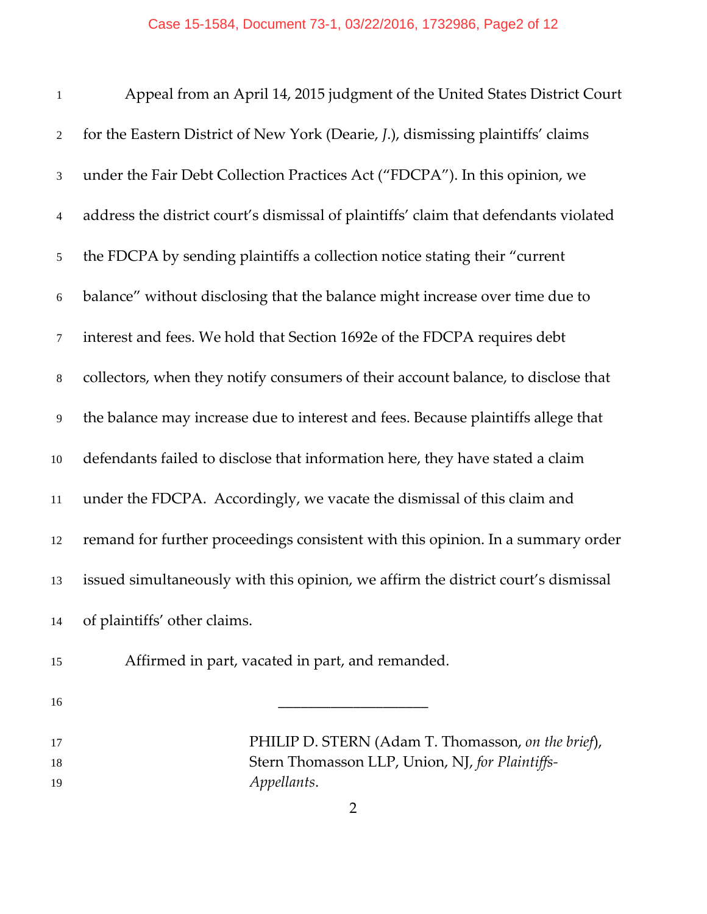Appeal from an April 14, 2015 judgment of the United States District Court for the Eastern District of New York (Dearie, *J.*), dismissing plaintiffs' claims under the Fair Debt Collection Practices Act ("FDCPA"). In this opinion, we address the district court's dismissal of plaintiffs' claim that defendants violated the FDCPA by sending plaintiffs a collection notice stating their "current balance" without disclosing that the balance might increase over time due to interest and fees. We hold that Section 1692e of the FDCPA requires debt collectors, when they notify consumers of their account balance, to disclose that the balance may increase due to interest and fees. Because plaintiffs allege that defendants failed to disclose that information here, they have stated a claim under the FDCPA. Accordingly, we vacate the dismissal of this claim and remand for further proceedings consistent with this opinion. In a summary order issued simultaneously with this opinion, we affirm the district court's dismissal of plaintiffs' other claims.

Affirmed in part, vacated in part, and remanded.

---

PHILIP D. STERN (Adam T. Thomasson, *on the brief*), Stern Thomasson LLP, Union, NJ, *for Plaintiffs-Appellants*.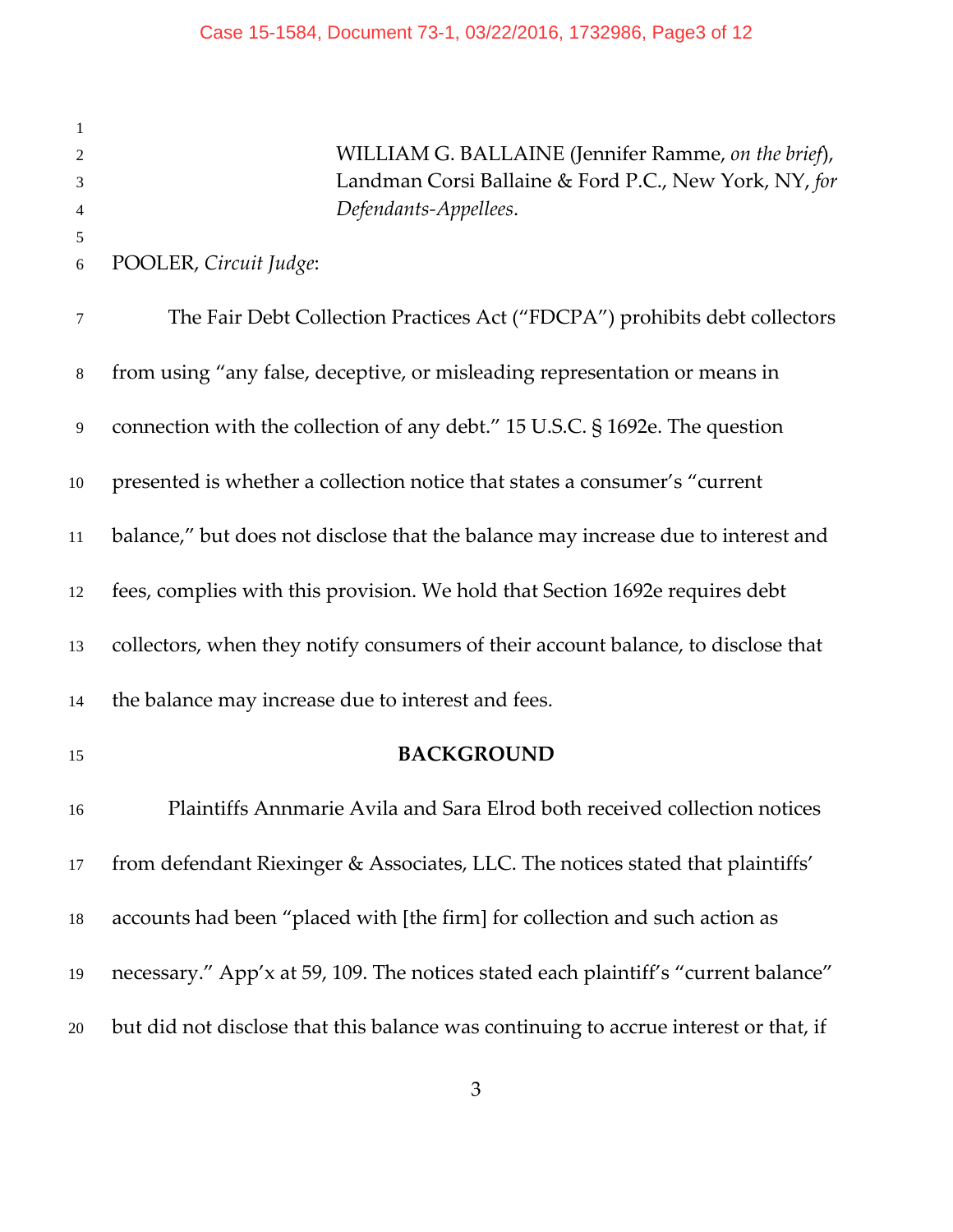WILLIAM G. BALLAINE (Jennifer Ramme, *on the brief*), Landman Corsi Ballaine & Ford P.C., New York, NY, *for Defendants-Appellees*.

POOLER, *Circuit Judge*:

The Fair Debt Collection Practices Act ("FDCPA") prohibits debt collectors from using "any false, deceptive, or misleading representation or means in connection with the collection of any debt." 15 U.S.C. § 1692e. The question presented is whether a collection notice that states a consumer's "current balance," but does not disclose that the balance may increase due to interest and fees, complies with this provision. We hold that Section 1692e requires debt collectors, when they notify consumers of their account balance, to disclose that the balance may increase due to interest and fees.

**BACKGROUND**

Plaintiffs Annmarie Avila and Sara Elrod both received collection notices from defendant Riexinger & Associates, LLC. The notices stated that plaintiffs' accounts had been "placed with [the firm] for collection and such action as necessary." App'x at 59, 109. The notices stated each plaintiff's "current balance" but did not disclose that this balance was continuing to accrue interest or that, if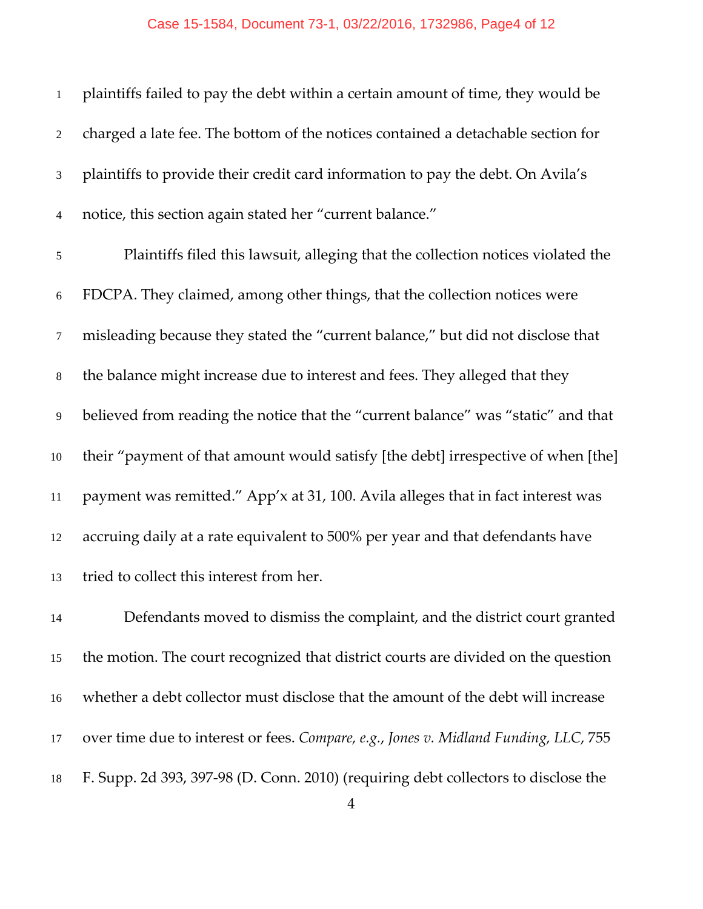plaintiffs failed to pay the debt within a certain amount of time, they would be charged a late fee. The bottom of the notices contained a detachable section for plaintiffs to provide their credit card information to pay the debt. On Avila's notice, this section again stated her "current balance."

Plaintiffs filed this lawsuit, alleging that the collection notices violated the FDCPA. They claimed, among other things, that the collection notices were misleading because they stated the "current balance," but did not disclose that the balance might increase due to interest and fees. They alleged that they believed from reading the notice that the "current balance" was "static" and that their "payment of that amount would satisfy [the debt] irrespective of when [the] payment was remitted." App'x at 31, 100. Avila alleges that in fact interest was accruing daily at a rate equivalent to 500% per year and that defendants have tried to collect this interest from her.

Defendants moved to dismiss the complaint, and the district court granted the motion. The court recognized that district courts are divided on the question whether a debt collector must disclose that the amount of the debt will increase over time due to interest or fees. *Compare, e.g.*, *Jones v. Midland Funding, LLC*, 755 F. Supp. 2d 393, 397-98 (D. Conn. 2010) (requiring debt collectors to disclose the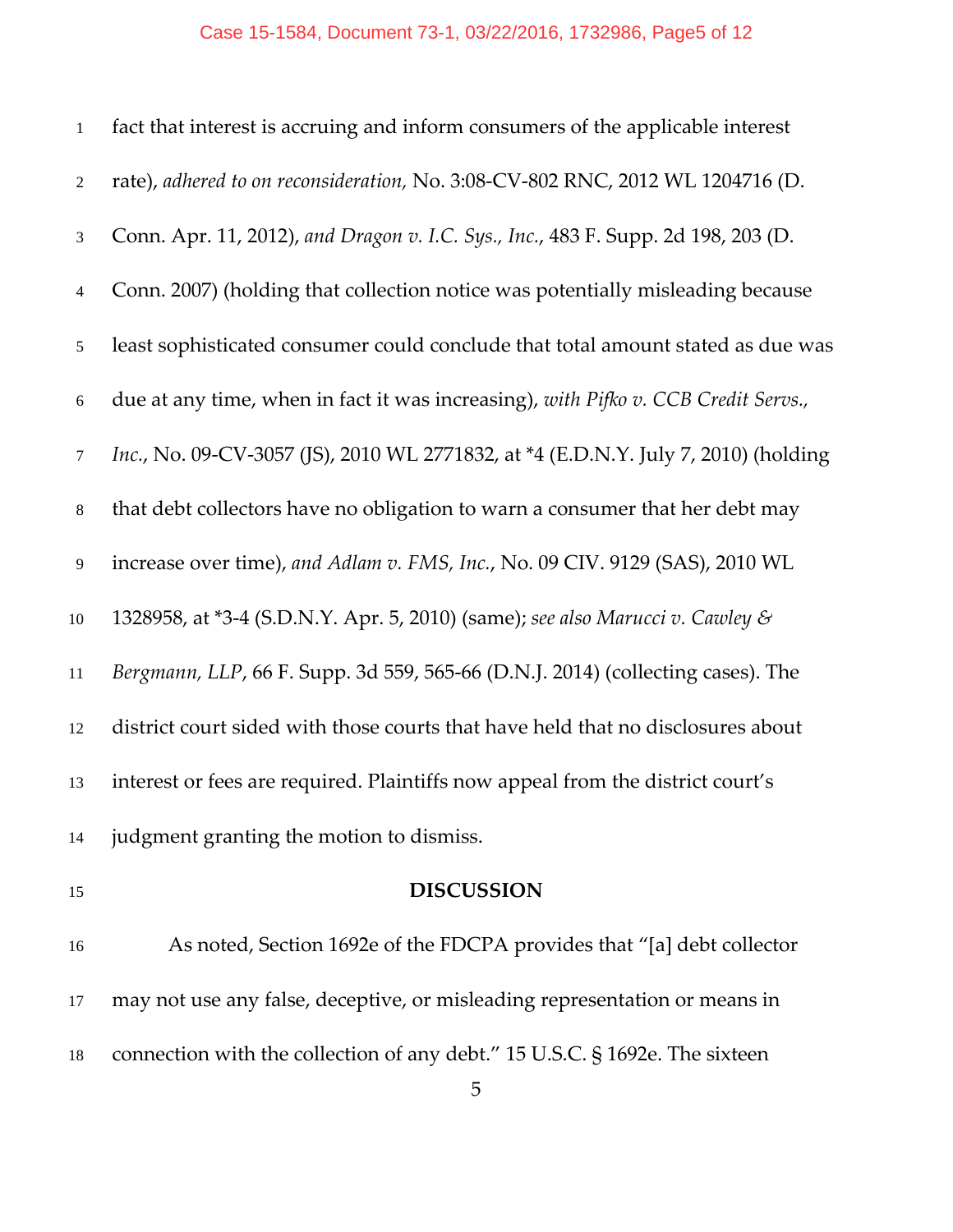fact that interest is accruing and inform consumers of the applicable interest rate), *adhered to on reconsideration,* No. 3:08-CV-802 RNC, 2012 WL 1204716 (D. Conn. Apr. 11, 2012), *and Dragon v. I.C. Sys., Inc.*, 483 F. Supp. 2d 198, 203 (D. Conn. 2007) (holding that collection notice was potentially misleading because least sophisticated consumer could conclude that total amount stated as due was due at any time, when in fact it was increasing), *with Pifko v. CCB Credit Servs., Inc.*, No. 09-CV-3057 (JS), 2010 WL 2771832, at *4 (E.D.N.Y. July 7, 2010) (holding that debt collectors have no obligation to warn a consumer that her debt may increase over time), *and Adlam v. FMS, Inc.*, No. 09 CIV. 9129 (SAS), 2010 WL 1328958, at *3-4 (S.D.N.Y. Apr. 5, 2010) (same); *see also Marucci v. Cawley & Bergmann, LLP*, 66 F. Supp. 3d 559, 565-66 (D.N.J. 2014) (collecting cases). The district court sided with those courts that have held that no disclosures about interest or fees are required. Plaintiffs now appeal from the district court's judgment granting the motion to dismiss.

## DISCUSSION

As noted, Section 1692e of the FDCPA provides that "[a] debt collector may not use any false, deceptive, or misleading representation or means in connection with the collection of any debt." 15 U.S.C. § 1692e. The sixteen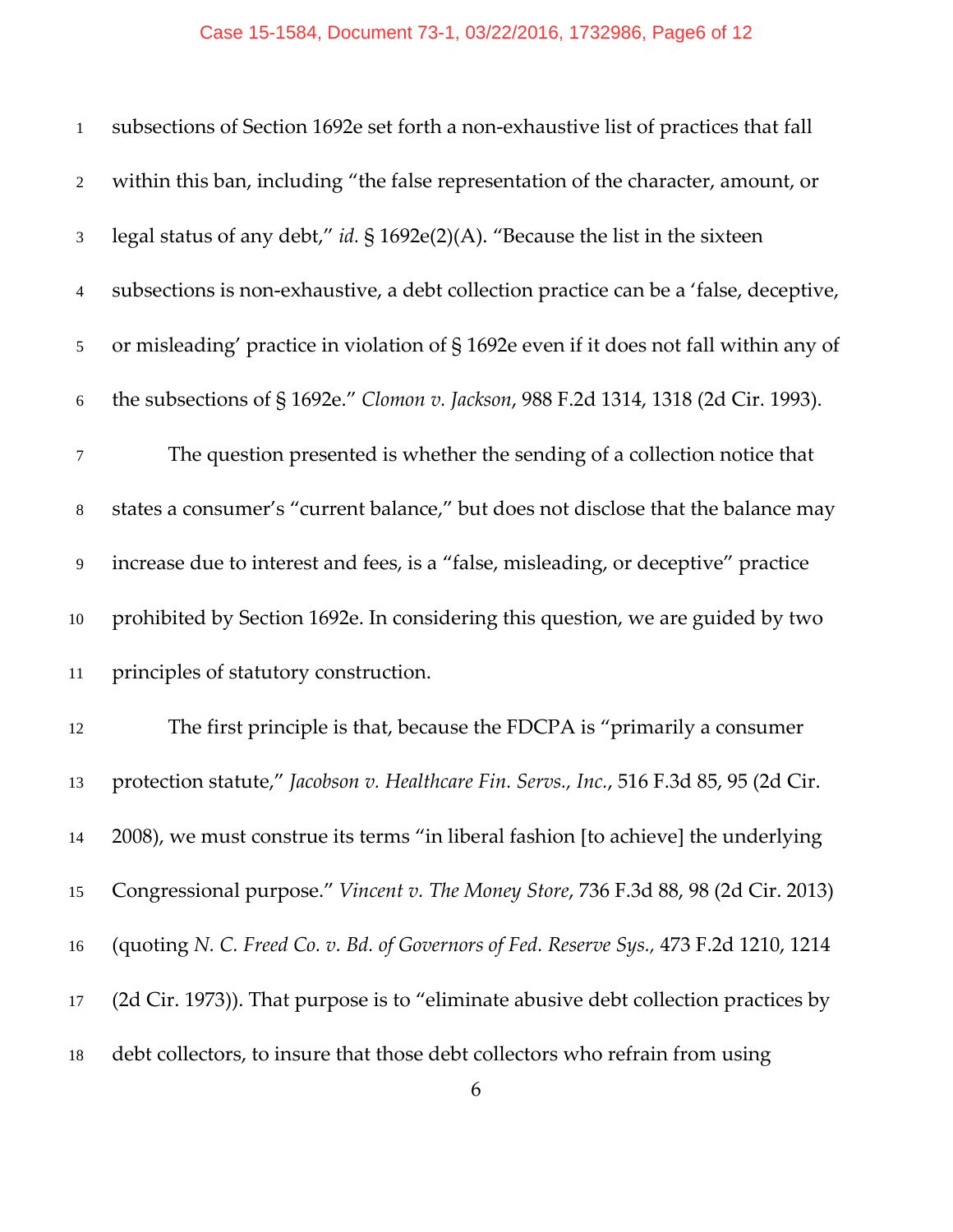subsections of Section 1692e set forth a non-exhaustive list of practices that fall within this ban, including "the false representation of the character, amount, or legal status of any debt," *id.* § 1692e(2)(A). "Because the list in the sixteen subsections is non-exhaustive, a debt collection practice can be a 'false, deceptive, or misleading' practice in violation of § 1692e even if it does not fall within any of the subsections of § 1692e." *Clomon v. Jackson*, 988 F.2d 1314, 1318 (2d Cir. 1993).

The question presented is whether the sending of a collection notice that states a consumer's "current balance," but does not disclose that the balance may increase due to interest and fees, is a "false, misleading, or deceptive" practice prohibited by Section 1692e. In considering this question, we are guided by two principles of statutory construction.

The first principle is that, because the FDCPA is "primarily a consumer protection statute," *Jacobson v. Healthcare Fin. Servs., Inc.*, 516 F.3d 85, 95 (2d Cir. 2008), we must construe its terms "in liberal fashion [to achieve] the underlying Congressional purpose." *Vincent v. The Money Store*, 736 F.3d 88, 98 (2d Cir. 2013) (quoting *N. C. Freed Co. v. Bd. of Governors of Fed. Reserve Sys.*, 473 F.2d 1210, 1214 (2d Cir. 1973)). That purpose is to "eliminate abusive debt collection practices by debt collectors, to insure that those debt collectors who refrain from using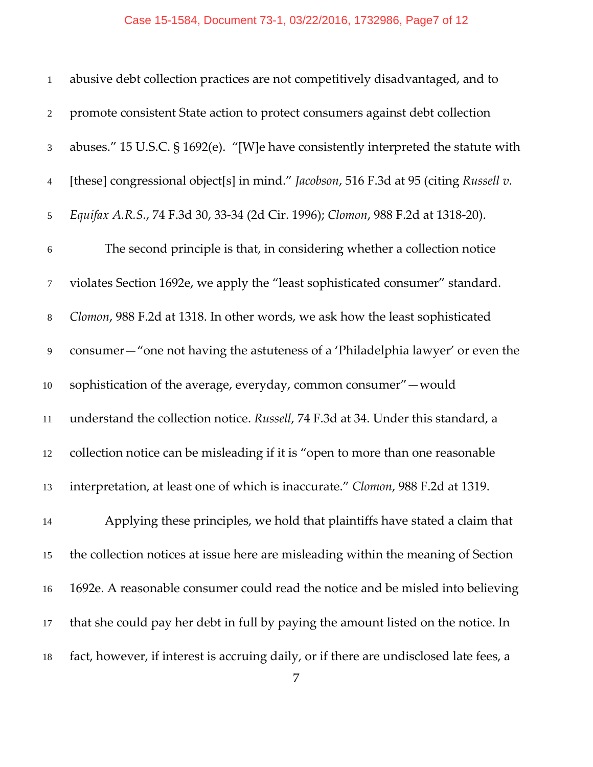abusive debt collection practices are not competitively disadvantaged, and to promote consistent State action to protect consumers against debt collection abuses." 15 U.S.C. § 1692(e). "[W]e have consistently interpreted the statute with [these] congressional object[s] in mind." *Jacobson*, 516 F.3d at 95 (citing *Russell v. Equifax A.R.S.*, 74 F.3d 30, 33-34 (2d Cir. 1996); *Clomon*, 988 F.2d at 1318-20).

The second principle is that, in considering whether a collection notice violates Section 1692e, we apply the "least sophisticated consumer" standard. *Clomon*, 988 F.2d at 1318. In other words, we ask how the least sophisticated consumer—"one not having the astuteness of a 'Philadelphia lawyer' or even the sophistication of the average, everyday, common consumer"—would understand the collection notice. *Russell*, 74 F.3d at 34. Under this standard, a collection notice can be misleading if it is "open to more than one reasonable interpretation, at least one of which is inaccurate." *Clomon*, 988 F.2d at 1319.

Applying these principles, we hold that plaintiffs have stated a claim that the collection notices at issue here are misleading within the meaning of Section 1692e. A reasonable consumer could read the notice and be misled into believing that she could pay her debt in full by paying the amount listed on the notice. In fact, however, if interest is accruing daily, or if there are undisclosed late fees, a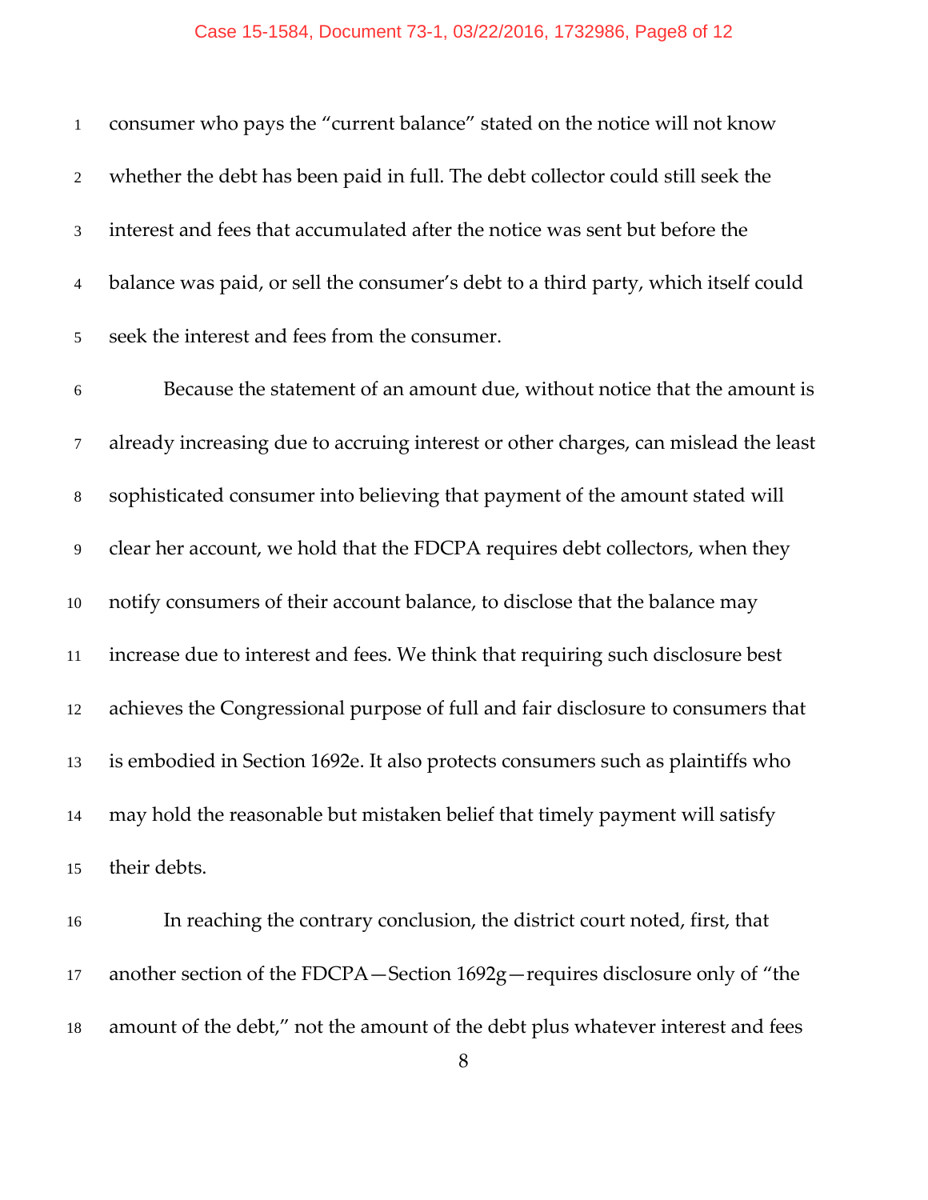consumer who pays the "current balance" stated on the notice will not know whether the debt has been paid in full. The debt collector could still seek the interest and fees that accumulated after the notice was sent but before the balance was paid, or sell the consumer's debt to a third party, which itself could seek the interest and fees from the consumer.

Because the statement of an amount due, without notice that the amount is already increasing due to accruing interest or other charges, can mislead the least sophisticated consumer into believing that payment of the amount stated will clear her account, we hold that the FDCPA requires debt collectors, when they notify consumers of their account balance, to disclose that the balance may increase due to interest and fees. We think that requiring such disclosure best achieves the Congressional purpose of full and fair disclosure to consumers that is embodied in Section 1692e. It also protects consumers such as plaintiffs who may hold the reasonable but mistaken belief that timely payment will satisfy their debts.

In reaching the contrary conclusion, the district court noted, first, that another section of the FDCPA—Section 1692g—requires disclosure only of "the amount of the debt," not the amount of the debt plus whatever interest and fees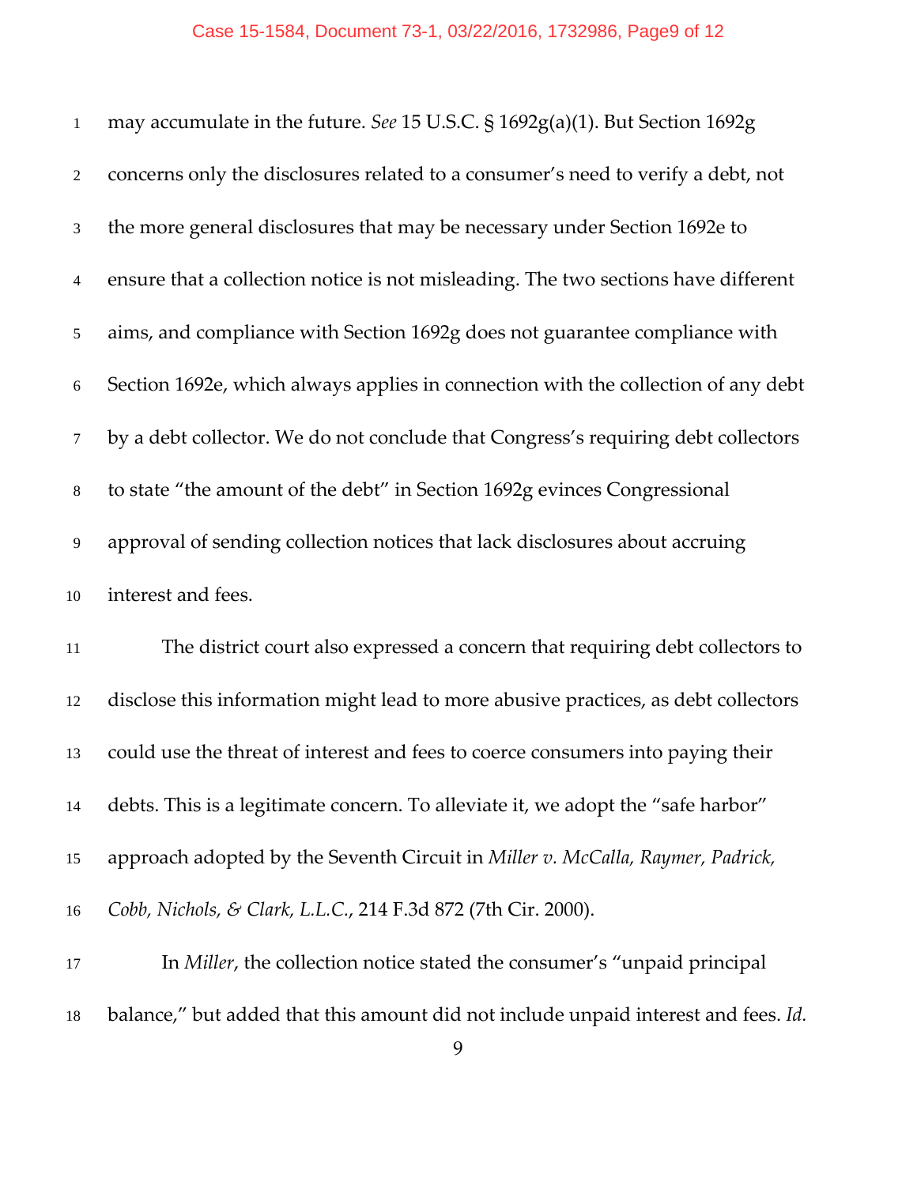may accumulate in the future. *See* 15 U.S.C. § 1692g(a)(1). But Section 1692g concerns only the disclosures related to a consumer's need to verify a debt, not the more general disclosures that may be necessary under Section 1692e to ensure that a collection notice is not misleading. The two sections have different aims, and compliance with Section 1692g does not guarantee compliance with Section 1692e, which always applies in connection with the collection of any debt by a debt collector. We do not conclude that Congress's requiring debt collectors to state "the amount of the debt" in Section 1692g evinces Congressional approval of sending collection notices that lack disclosures about accruing interest and fees.

The district court also expressed a concern that requiring debt collectors to disclose this information might lead to more abusive practices, as debt collectors could use the threat of interest and fees to coerce consumers into paying their debts. This is a legitimate concern. To alleviate it, we adopt the "safe harbor" approach adopted by the Seventh Circuit in *Miller v. McCalla, Raymer, Padrick, Cobb, Nichols, & Clark, L.L.C.*, 214 F.3d 872 (7th Cir. 2000).

In *Miller*, the collection notice stated the consumer's "unpaid principal balance," but added that this amount did not include unpaid interest and fees. *Id.*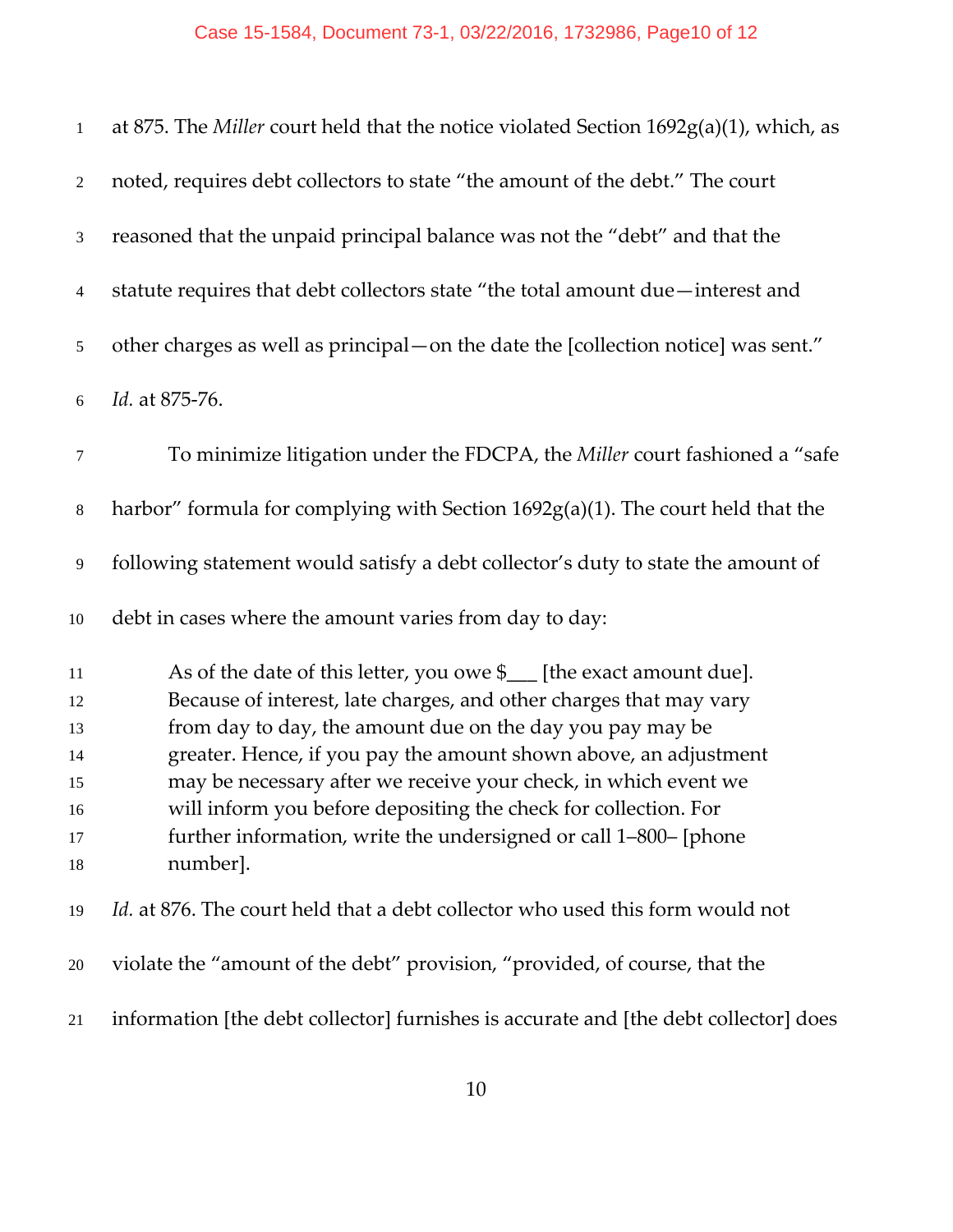at 875. The *Miller* court held that the notice violated Section 1692g(a)(1), which, as noted, requires debt collectors to state "the amount of the debt." The court reasoned that the unpaid principal balance was not the "debt" and that the statute requires that debt collectors state "the total amount due—interest and other charges as well as principal—on the date the [collection notice] was sent." *Id.* at 875-76.

To minimize litigation under the FDCPA, the *Miller* court fashioned a "safe harbor" formula for complying with Section 1692g(a)(1). The court held that the following statement would satisfy a debt collector's duty to state the amount of debt in cases where the amount varies from day to day:

> As of the date of this letter, you owe $___ [the exact amount due]. Because of interest, late charges, and other charges that may vary from day to day, the amount due on the day you pay may be greater. Hence, if you pay the amount shown above, an adjustment may be necessary after we receive your check, in which event we will inform you before depositing the check for collection. For further information, write the undersigned or call 1–800– [phone number].

*Id.* at 876. The court held that a debt collector who used this form would not violate the "amount of the debt" provision, "provided, of course, that the information [the debt collector] furnishes is accurate and [the debt collector] does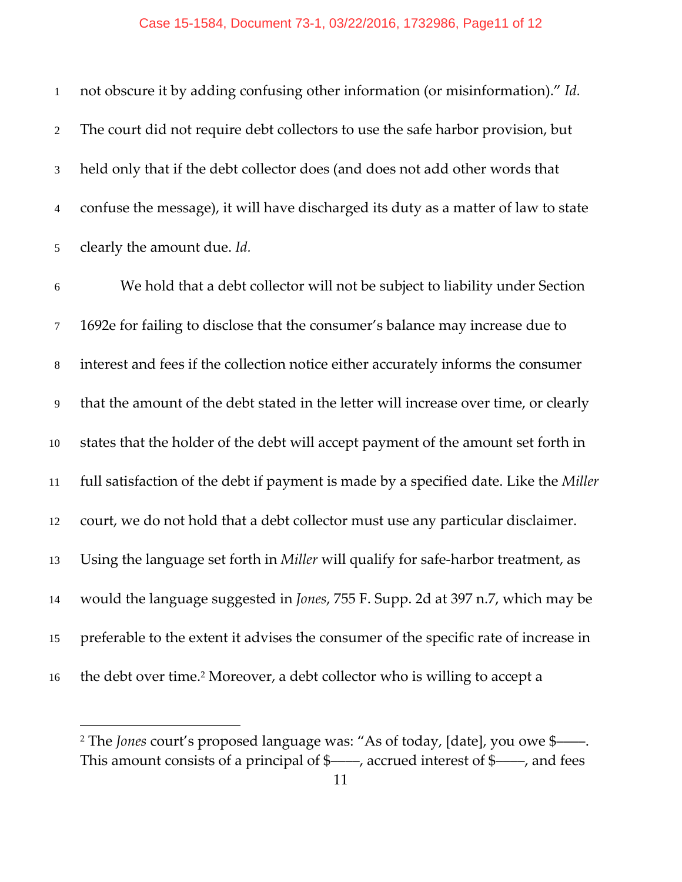not obscure it by adding confusing other information (or misinformation)." *Id.* The court did not require debt collectors to use the safe harbor provision, but held only that if the debt collector does (and does not add other words that confuse the message), it will have discharged its duty as a matter of law to state clearly the amount due. *Id.*

We hold that a debt collector will not be subject to liability under Section 1692e for failing to disclose that the consumer's balance may increase due to interest and fees if the collection notice either accurately informs the consumer that the amount of the debt stated in the letter will increase over time, or clearly states that the holder of the debt will accept payment of the amount set forth in full satisfaction of the debt if payment is made by a specified date. Like the *Miller* court, we do not hold that a debt collector must use any particular disclaimer. Using the language set forth in *Miller* will qualify for safe-harbor treatment, as would the language suggested in *Jones*, 755 F. Supp. 2d at 397 n.7, which may be preferable to the extent it advises the consumer of the specific rate of increase in the debt over time.[2] Moreover, a debt collector who is willing to accept a

---

[2] The *Jones* court's proposed language was: "As of today, [date], you owe $——. This amount consists of a principal of $——, accrued interest of $——, and fees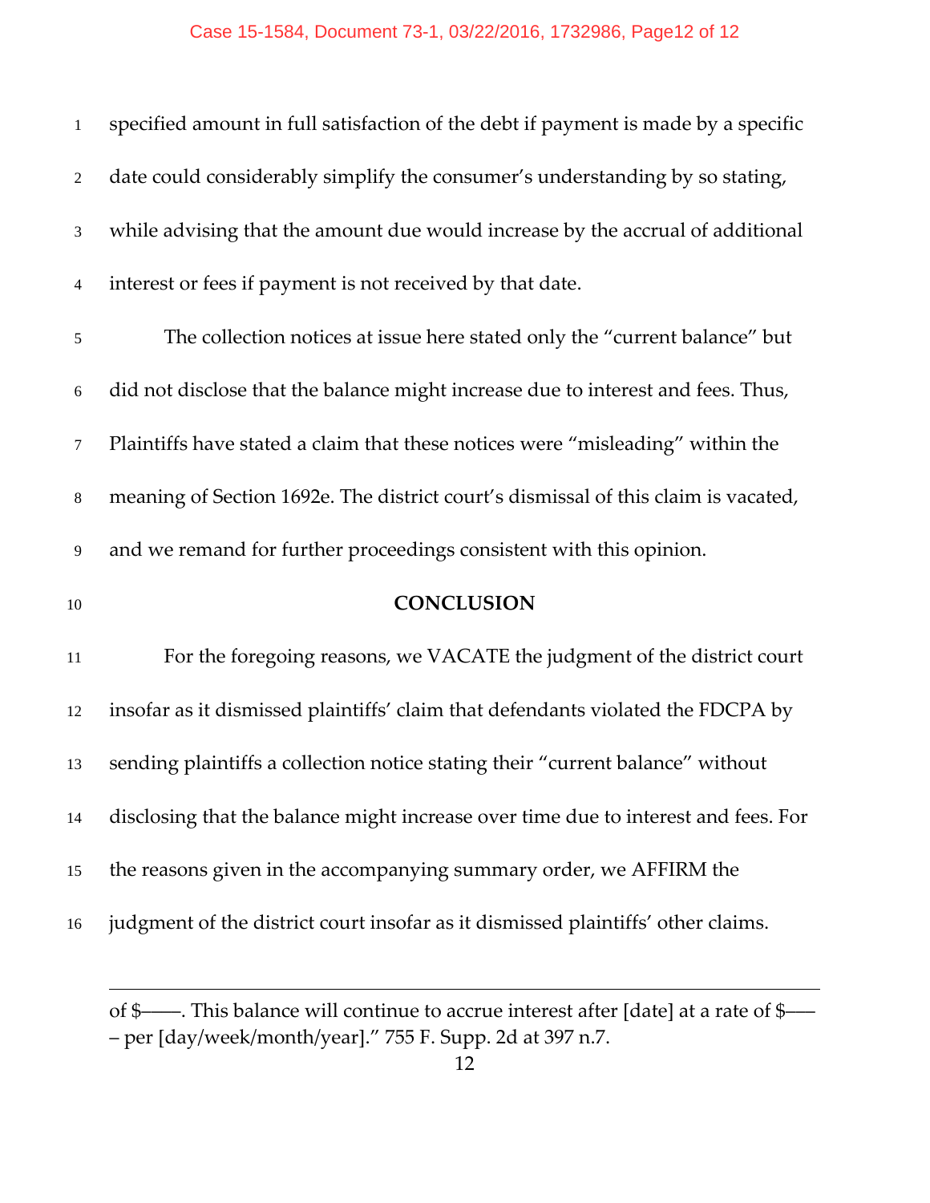specified amount in full satisfaction of the debt if payment is made by a specific date could considerably simplify the consumer's understanding by so stating, while advising that the amount due would increase by the accrual of additional interest or fees if payment is not received by that date.

The collection notices at issue here stated only the "current balance" but did not disclose that the balance might increase due to interest and fees. Thus, Plaintiffs have stated a claim that these notices were "misleading" within the meaning of Section 1692e. The district court's dismissal of this claim is vacated, and we remand for further proceedings consistent with this opinion.

## CONCLUSION

For the foregoing reasons, we VACATE the judgment of the district court insofar as it dismissed plaintiffs' claim that defendants violated the FDCPA by sending plaintiffs a collection notice stating their "current balance" without disclosing that the balance might increase over time due to interest and fees. For the reasons given in the accompanying summary order, we AFFIRM the judgment of the district court insofar as it dismissed plaintiffs' other claims.

---

of $——. This balance will continue to accrue interest after [date] at a rate of $—— – per [day/week/month/year]." 755 F. Supp. 2d at 397 n.7.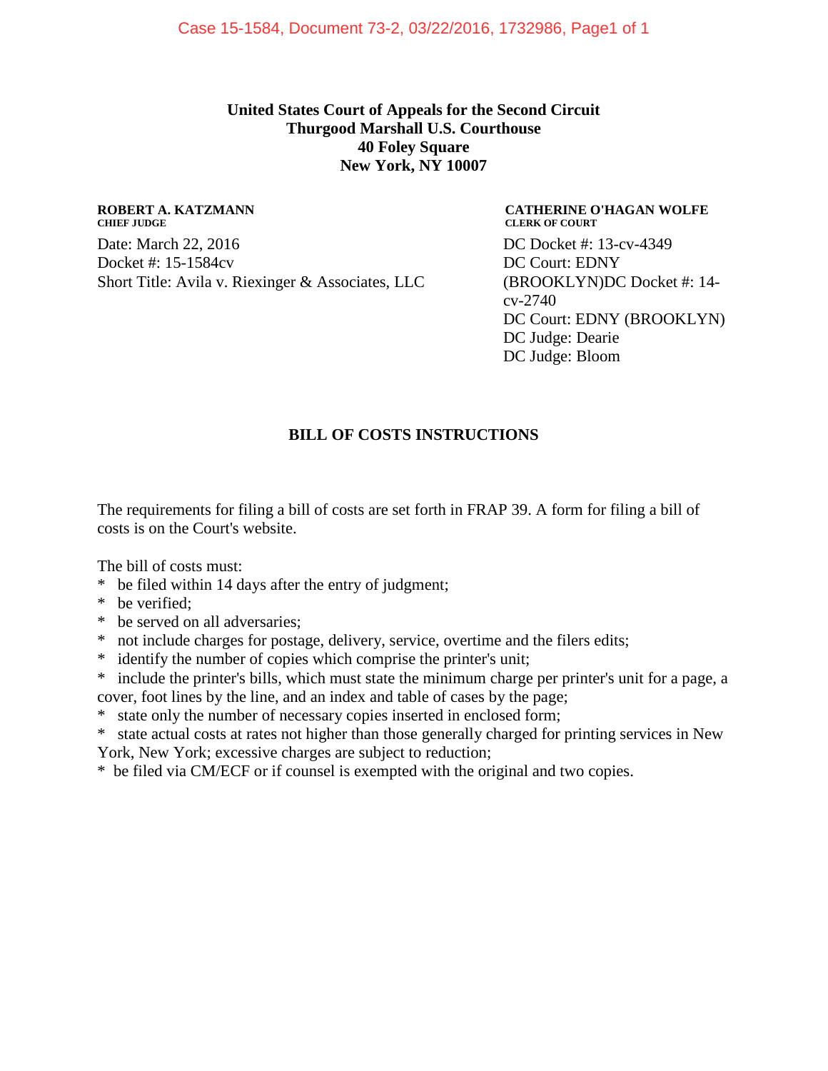**United States Court of Appeals for the Second Circuit**
**Thurgood Marshall U.S. Courthouse**
**40 Foley Square**
**New York, NY 10007**

**ROBERT A. KATZMANN**
**CHIEF JUDGE**

**CATHERINE O'HAGAN WOLFE**
**CLERK OF COURT**

Date: March 22, 2016
Docket #: 15-1584cv
Short Title: Avila v. Riexinger & Associates, LLC

DC Docket #: 13-cv-4349
DC Court: EDNY (BROOKLYN)DC Docket #: 14-cv-2740
DC Court: EDNY (BROOKLYN)
DC Judge: Dearie
DC Judge: Bloom

## BILL OF COSTS INSTRUCTIONS

The requirements for filing a bill of costs are set forth in FRAP 39. A form for filing a bill of costs is on the Court's website.

The bill of costs must:

* be filed within 14 days after the entry of judgment;
* be verified;
* be served on all adversaries;
* not include charges for postage, delivery, service, overtime and the filers edits;
* identify the number of copies which comprise the printer's unit;
* include the printer's bills, which must state the minimum charge per printer's unit for a page, a cover, foot lines by the line, and an index and table of cases by the page;
* state only the number of necessary copies inserted in enclosed form;
* state actual costs at rates not higher than those generally charged for printing services in New York, New York; excessive charges are subject to reduction;
* be filed via CM/ECF or if counsel is exempted with the original and two copies.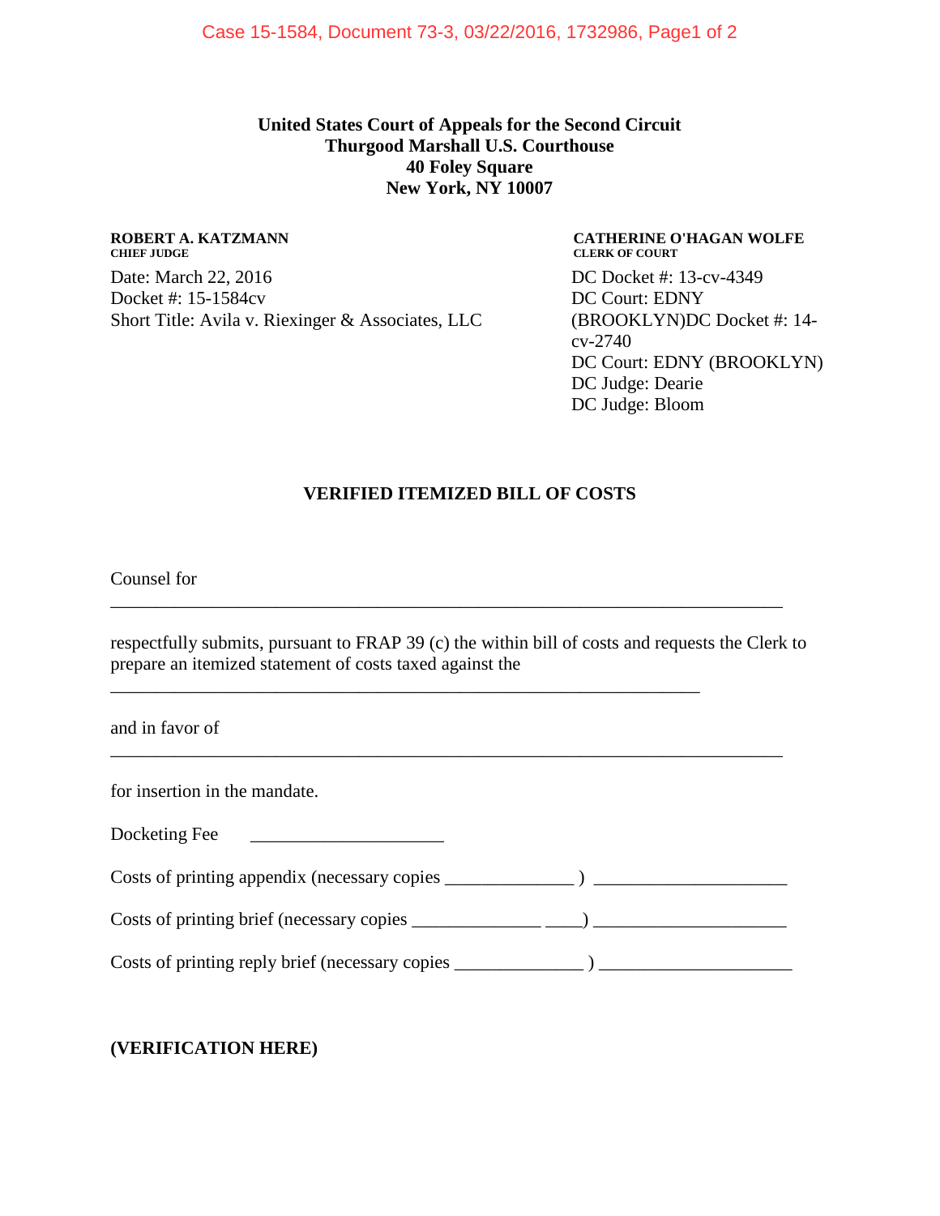**United States Court of Appeals for the Second Circuit**
**Thurgood Marshall U.S. Courthouse**
**40 Foley Square**
**New York, NY 10007**

**ROBERT A. KATZMANN**
**CHIEF JUDGE**

**CATHERINE O'HAGAN WOLFE**
**CLERK OF COURT**

Date: March 22, 2016
Docket #: 15-1584cv
Short Title: Avila v. Riexinger & Associates, LLC

DC Docket #: 13-cv-4349
DC Court: EDNY (BROOKLYN)
DC Docket #: 14-cv-2740
DC Court: EDNY (BROOKLYN)
DC Judge: Dearie
DC Judge: Bloom

## VERIFIED ITEMIZED BILL OF COSTS

Counsel for

_______________________________________________________________________________

respectfully submits, pursuant to FRAP 39 (c) the within bill of costs and requests the Clerk to prepare an itemized statement of costs taxed against the

_________________________________________________________________________

and in favor of

_______________________________________________________________________________

for insertion in the mandate.

Docketing Fee _____________________

Costs of printing appendix (necessary copies ______________ ) _____________________

Costs of printing brief (necessary copies ______________ ____) _____________________

Costs of printing reply brief (necessary copies ______________ ) _____________________

**(VERIFICATION HERE)**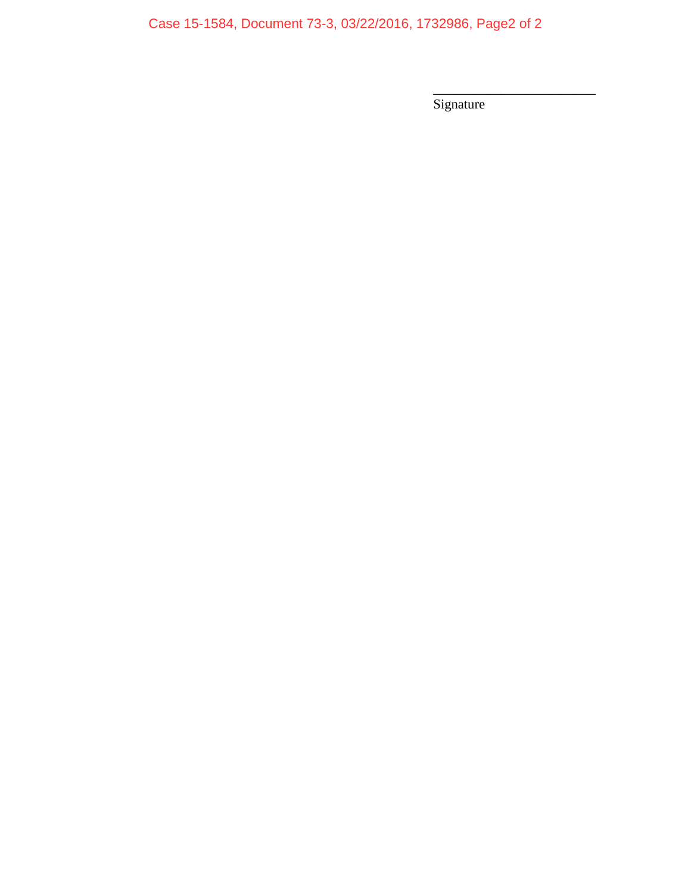\_\_\_\_\_\_\_\_\_\_\_\_\_\_\_\_\_\_\_\_\_\_\_\_

Signature

________________________

Signature